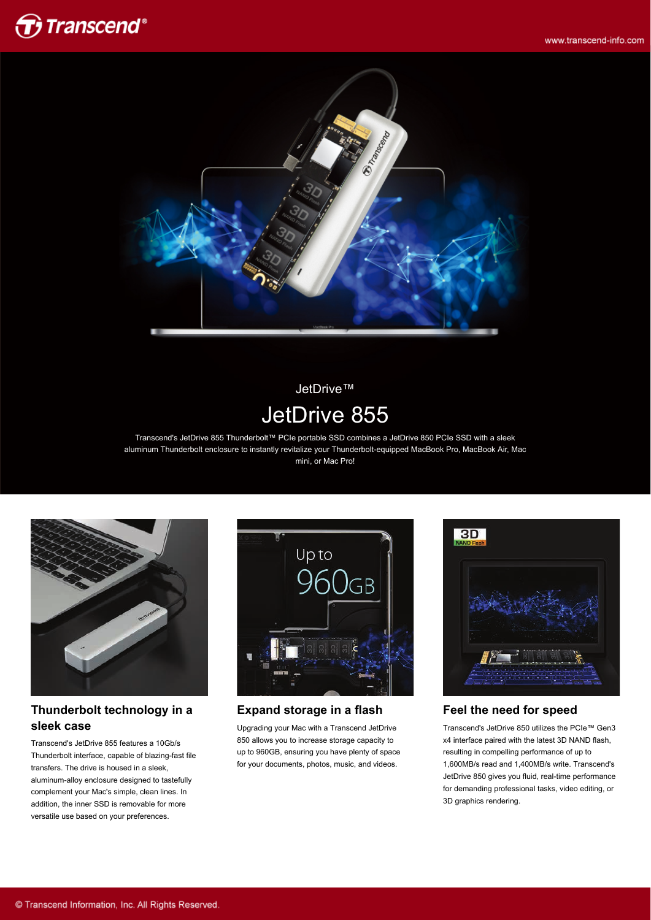JetDrive™

# JetDrive 855

Transcend's JetDrive 855 Thunderbolt™ PCIe portable SSD combines a JetDrive 850 PCIe SSD with a sleek aluminum Thunderbolt enclosure to instantly revitalize your Thunderbolt-equipped MacBook Pro, MacBook Air, Mac mini, or Mac Pro!

## Thunderbolt technology in a sleek case

Transcend's JetDrive 855 features a 10Gb/s Thunderbolt interface, capable of blazing-fast file transfers. The drive is housed in a sleek, aluminum-alloy enclosure designed to tastefully complement your Mac's simple, clean lines. In addition, the inner SSD is removable for more versatile use based on your preferences.

## Expand storage in a flash

Upgrading your Mac with a Transcend JetDrive 850 allows you to increase storage capacity to up to 960GB, ensuring you have plenty of space for your documents, photos, music, and videos.

## Feel the need for speed

Transcend's JetDrive 850 utilizes the PCIe™ Gen3 x4 interface paired with the latest 3D NAND flash, resulting in compelling performance of up to 1,600MB/s read and 1,400MB/s write. Transcend's JetDrive 850 gives you fluid, real-time performance for demanding professional tasks, video editing, or 3D graphics rendering.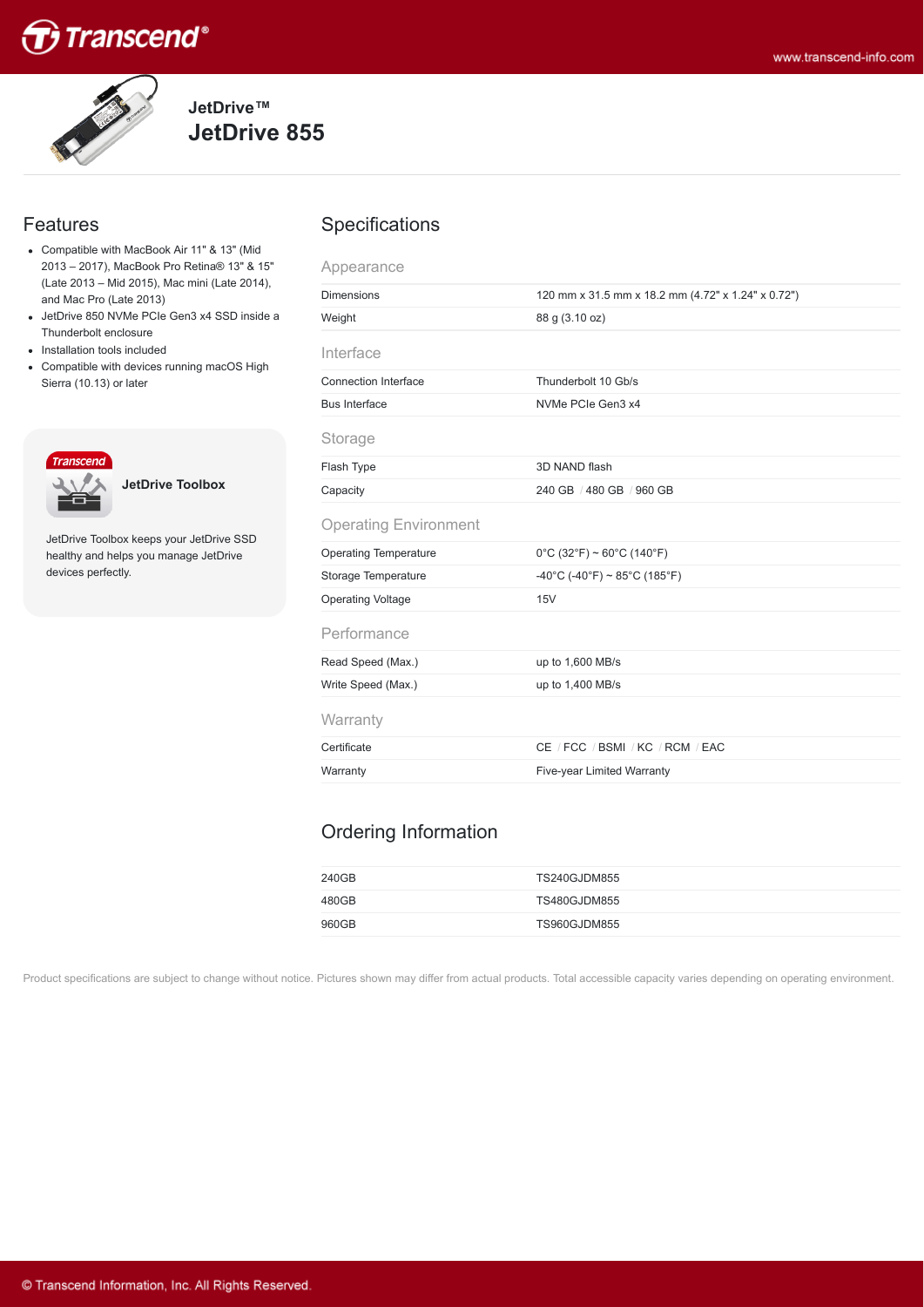JetDrive™

# JetDrive 855

## Features

- Compatible with MacBook Air 11" & 13" (Mid 2013 – 2017), MacBook Pro Retina® 13" & 15" (Late 2013 – Mid 2015), Mac mini (Late 2014), and Mac Pro (Late 2013)
- JetDrive 850 NVMe PCIe Gen3 x4 SSD inside a Thunderbolt enclosure
- Installation tools included
- Compatible with devices running macOS High Sierra (10.13) or later

**JetDrive Toolbox**

JetDrive Toolbox keeps your JetDrive SSD healthy and helps you manage JetDrive devices perfectly.

## Specifications

### Appearance

| | |
|---|---|
| Dimensions | 120 mm x 31.5 mm x 18.2 mm (4.72" x 1.24" x 0.72") |
| Weight | 88 g (3.10 oz) |

### Interface

| | |
|---|---|
| Connection Interface | Thunderbolt 10 Gb/s |
| Bus Interface | NVMe PCIe Gen3 x4 |

### Storage

| | |
|---|---|
| Flash Type | 3D NAND flash |
| Capacity | 240 GB / 480 GB / 960 GB |

### Operating Environment

| | |
|---|---|
| Operating Temperature | 0°C (32°F) ~ 60°C (140°F) |
| Storage Temperature | -40°C (-40°F) ~ 85°C (185°F) |
| Operating Voltage | 15V |

### Performance

| | |
|---|---|
| Read Speed (Max.) | up to 1,600 MB/s |
| Write Speed (Max.) | up to 1,400 MB/s |

### Warranty

| | |
|---|---|
| Certificate | CE / FCC / BSMI / KC / RCM / EAC |
| Warranty | Five-year Limited Warranty |

## Ordering Information

| | |
|---|---|
| 240GB | TS240GJDM855 |
| 480GB | TS480GJDM855 |
| 960GB | TS960GJDM855 |

Product specifications are subject to change without notice. Pictures shown may differ from actual products. Total accessible capacity varies depending on operating environment.